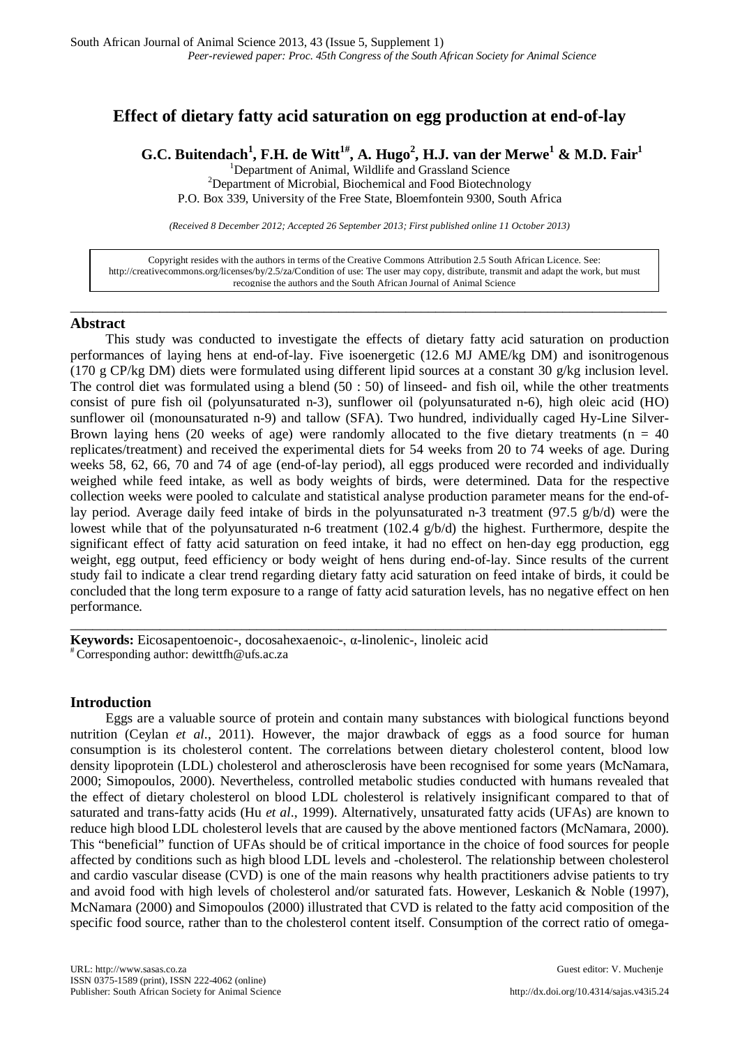# Effect of dietary fatty acid saturation on egg production at end-of-lay

**G.C. Buitendach[1], F.H. de Witt[1#], A. Hugo[2], H.J. van der Merwe[1] & M.D. Fair[1]**

[1]Department of Animal, Wildlife and Grassland Science
[2]Department of Microbial, Biochemical and Food Biotechnology
P.O. Box 339, University of the Free State, Bloemfontein 9300, South Africa

*(Received 8 December 2012; Accepted 26 September 2013; First published online 11 October 2013)*

Copyright resides with the authors in terms of the Creative Commons Attribution 2.5 South African Licence. See: http://creativecommons.org/licenses/by/2.5/za/Condition of use: The user may copy, distribute, transmit and adapt the work, but must recognise the authors and the South African Journal of Animal Science

## Abstract

This study was conducted to investigate the effects of dietary fatty acid saturation on production performances of laying hens at end-of-lay. Five isoenergetic (12.6 MJ AME/kg DM) and isonitrogenous (170 g CP/kg DM) diets were formulated using different lipid sources at a constant 30 g/kg inclusion level. The control diet was formulated using a blend (50 : 50) of linseed- and fish oil, while the other treatments consist of pure fish oil (polyunsaturated n-3), sunflower oil (polyunsaturated n-6), high oleic acid (HO) sunflower oil (monounsaturated n-9) and tallow (SFA). Two hundred, individually caged Hy-Line Silver-Brown laying hens (20 weeks of age) were randomly allocated to the five dietary treatments (n = 40 replicates/treatment) and received the experimental diets for 54 weeks from 20 to 74 weeks of age. During weeks 58, 62, 66, 70 and 74 of age (end-of-lay period), all eggs produced were recorded and individually weighed while feed intake, as well as body weights of birds, were determined. Data for the respective collection weeks were pooled to calculate and statistical analyse production parameter means for the end-of-lay period. Average daily feed intake of birds in the polyunsaturated n-3 treatment (97.5 g/b/d) were the lowest while that of the polyunsaturated n-6 treatment (102.4 g/b/d) the highest. Furthermore, despite the significant effect of fatty acid saturation on feed intake, it had no effect on hen-day egg production, egg weight, egg output, feed efficiency or body weight of hens during end-of-lay. Since results of the current study fail to indicate a clear trend regarding dietary fatty acid saturation on feed intake of birds, it could be concluded that the long term exposure to a range of fatty acid saturation levels, has no negative effect on hen performance.

**Keywords:** Eicosapentoenoic-, docosahexaenoic-, α-linolenic-, linoleic acid

[#] Corresponding author: dewittfh@ufs.ac.za

## Introduction

Eggs are a valuable source of protein and contain many substances with biological functions beyond nutrition (Ceylan *et al*., 2011). However, the major drawback of eggs as a food source for human consumption is its cholesterol content. The correlations between dietary cholesterol content, blood low density lipoprotein (LDL) cholesterol and atherosclerosis have been recognised for some years (McNamara, 2000; Simopoulos, 2000). Nevertheless, controlled metabolic studies conducted with humans revealed that the effect of dietary cholesterol on blood LDL cholesterol is relatively insignificant compared to that of saturated and trans-fatty acids (Hu *et al*., 1999). Alternatively, unsaturated fatty acids (UFAs) are known to reduce high blood LDL cholesterol levels that are caused by the above mentioned factors (McNamara, 2000). This "beneficial" function of UFAs should be of critical importance in the choice of food sources for people affected by conditions such as high blood LDL levels and -cholesterol. The relationship between cholesterol and cardio vascular disease (CVD) is one of the main reasons why health practitioners advise patients to try and avoid food with high levels of cholesterol and/or saturated fats. However, Leskanich & Noble (1997), McNamara (2000) and Simopoulos (2000) illustrated that CVD is related to the fatty acid composition of the specific food source, rather than to the cholesterol content itself. Consumption of the correct ratio of omega-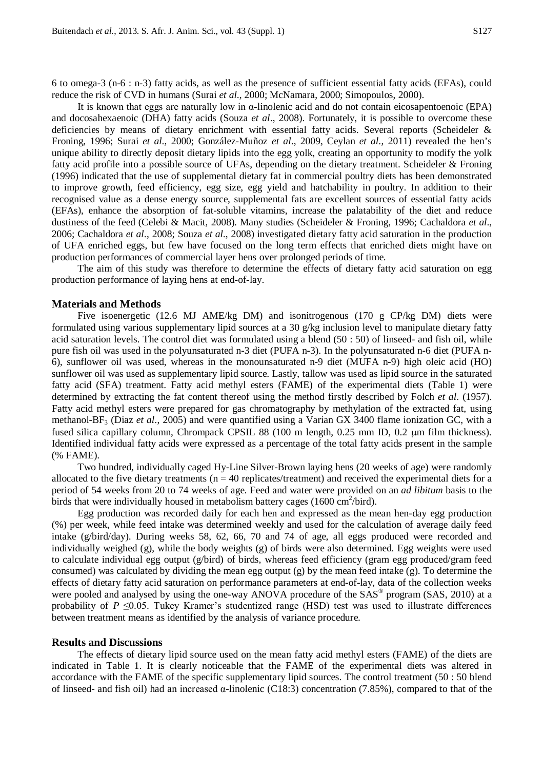6 to omega-3 (n-6 : n-3) fatty acids, as well as the presence of sufficient essential fatty acids (EFAs), could reduce the risk of CVD in humans (Surai *et al*., 2000; McNamara, 2000; Simopoulos, 2000).

It is known that eggs are naturally low in α-linolenic acid and do not contain eicosapentoenoic (EPA) and docosahexaenoic (DHA) fatty acids (Souza *et al*., 2008). Fortunately, it is possible to overcome these deficiencies by means of dietary enrichment with essential fatty acids. Several reports (Scheideler & Froning, 1996; Surai *et al*., 2000; González-Muñoz *et al*., 2009, Ceylan *et al*., 2011) revealed the hen's unique ability to directly deposit dietary lipids into the egg yolk, creating an opportunity to modify the yolk fatty acid profile into a possible source of UFAs, depending on the dietary treatment. Scheideler & Froning (1996) indicated that the use of supplemental dietary fat in commercial poultry diets has been demonstrated to improve growth, feed efficiency, egg size, egg yield and hatchability in poultry. In addition to their recognised value as a dense energy source, supplemental fats are excellent sources of essential fatty acids (EFAs), enhance the absorption of fat-soluble vitamins, increase the palatability of the diet and reduce dustiness of the feed (Celebi & Macit, 2008). Many studies (Scheideler & Froning, 1996; Cachaldora *et al*., 2006; Cachaldora *et al*., 2008; Souza *et al*., 2008) investigated dietary fatty acid saturation in the production of UFA enriched eggs, but few have focused on the long term effects that enriched diets might have on production performances of commercial layer hens over prolonged periods of time.

The aim of this study was therefore to determine the effects of dietary fatty acid saturation on egg production performance of laying hens at end-of-lay.

## Materials and Methods

Five isoenergetic (12.6 MJ AME/kg DM) and isonitrogenous (170 g CP/kg DM) diets were formulated using various supplementary lipid sources at a 30 g/kg inclusion level to manipulate dietary fatty acid saturation levels. The control diet was formulated using a blend (50 : 50) of linseed- and fish oil, while pure fish oil was used in the polyunsaturated n-3 diet (PUFA n-3). In the polyunsaturated n-6 diet (PUFA n-6), sunflower oil was used, whereas in the monounsaturated n-9 diet (MUFA n-9) high oleic acid (HO) sunflower oil was used as supplementary lipid source. Lastly, tallow was used as lipid source in the saturated fatty acid (SFA) treatment. Fatty acid methyl esters (FAME) of the experimental diets (Table 1) were determined by extracting the fat content thereof using the method firstly described by Folch *et al*. (1957). Fatty acid methyl esters were prepared for gas chromatography by methylation of the extracted fat, using methanol-$BF_3$ (Diaz *et al*., 2005) and were quantified using a Varian GX 3400 flame ionization GC, with a fused silica capillary column, Chrompack CPSIL 88 (100 m length, 0.25 mm ID, 0.2 μm film thickness). Identified individual fatty acids were expressed as a percentage of the total fatty acids present in the sample (% FAME).

Two hundred, individually caged Hy-Line Silver-Brown laying hens (20 weeks of age) were randomly allocated to the five dietary treatments (n = 40 replicates/treatment) and received the experimental diets for a period of 54 weeks from 20 to 74 weeks of age. Feed and water were provided on an *ad libitum* basis to the birds that were individually housed in metabolism battery cages (1600 $cm^2$/bird).

Egg production was recorded daily for each hen and expressed as the mean hen-day egg production (%) per week, while feed intake was determined weekly and used for the calculation of average daily feed intake (g/bird/day). During weeks 58, 62, 66, 70 and 74 of age, all eggs produced were recorded and individually weighed (g), while the body weights (g) of birds were also determined. Egg weights were used to calculate individual egg output (g/bird) of birds, whereas feed efficiency (gram egg produced/gram feed consumed) was calculated by dividing the mean egg output (g) by the mean feed intake (g). To determine the effects of dietary fatty acid saturation on performance parameters at end-of-lay, data of the collection weeks were pooled and analysed by using the one-way ANOVA procedure of the SAS® program (SAS, 2010) at a probability of $P \leq 0.05$. Tukey Kramer's studentized range (HSD) test was used to illustrate differences between treatment means as identified by the analysis of variance procedure.

## Results and Discussions

The effects of dietary lipid source used on the mean fatty acid methyl esters (FAME) of the diets are indicated in Table 1. It is clearly noticeable that the FAME of the experimental diets was altered in accordance with the FAME of the specific supplementary lipid sources. The control treatment (50 : 50 blend of linseed- and fish oil) had an increased α-linolenic (C18:3) concentration (7.85%), compared to that of the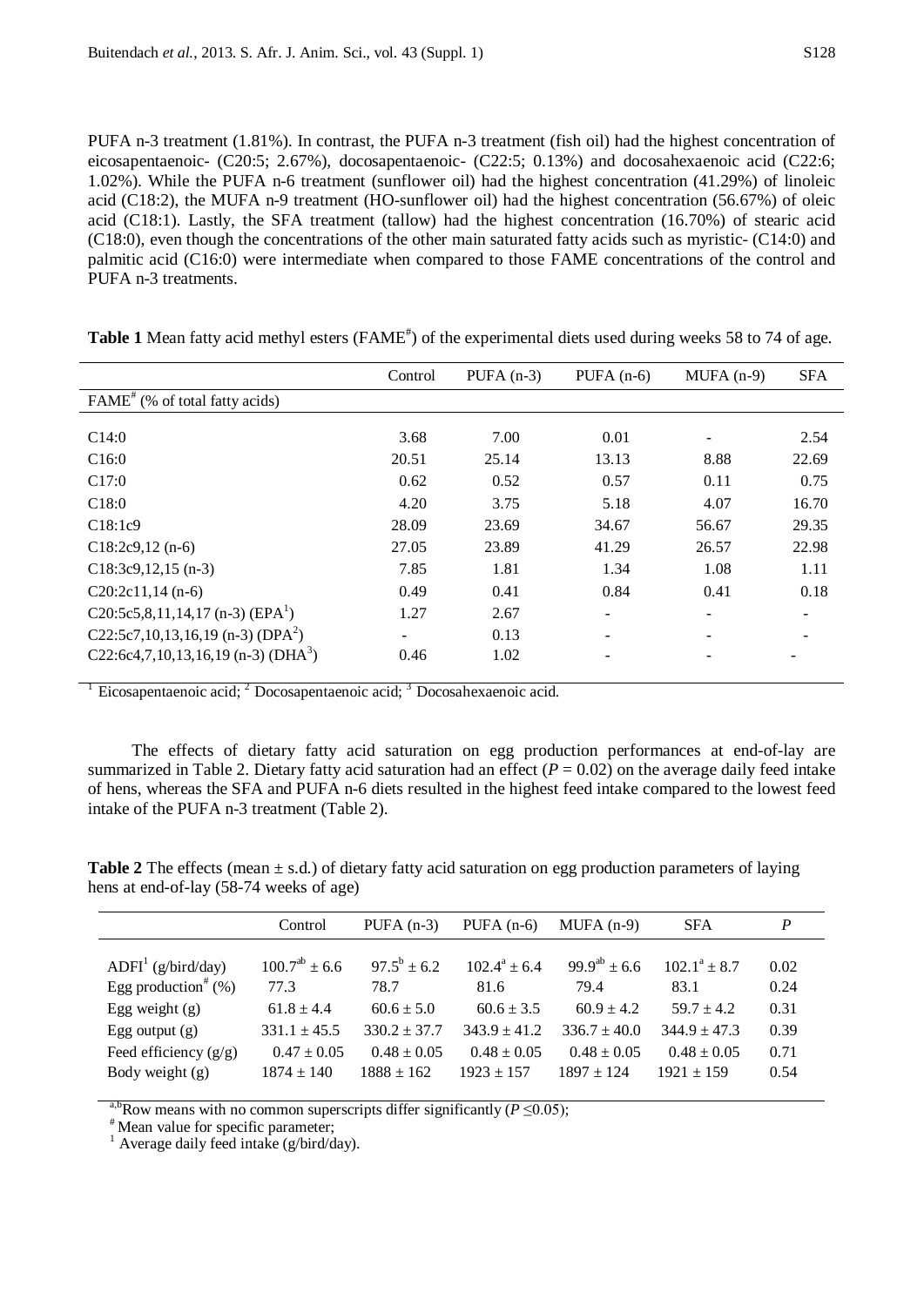PUFA n-3 treatment (1.81%). In contrast, the PUFA n-3 treatment (fish oil) had the highest concentration of eicosapentaenoic- (C20:5; 2.67%), docosapentaenoic- (C22:5; 0.13%) and docosahexaenoic acid (C22:6; 1.02%). While the PUFA n-6 treatment (sunflower oil) had the highest concentration (41.29%) of linoleic acid (C18:2), the MUFA n-9 treatment (HO-sunflower oil) had the highest concentration (56.67%) of oleic acid (C18:1). Lastly, the SFA treatment (tallow) had the highest concentration (16.70%) of stearic acid (C18:0), even though the concentrations of the other main saturated fatty acids such as myristic- (C14:0) and palmitic acid (C16:0) were intermediate when compared to those FAME concentrations of the control and PUFA n-3 treatments.

**Table 1** Mean fatty acid methyl esters (FAME[#]) of the experimental diets used during weeks 58 to 74 of age.

| | Control | PUFA (n-3) | PUFA (n-6) | MUFA (n-9) | SFA |
|---|---|---|---|---|---|
| FAME[#] (% of total fatty acids) | | | | | |
| C14:0 | 3.68 | 7.00 | 0.01 | - | 2.54 |
| C16:0 | 20.51 | 25.14 | 13.13 | 8.88 | 22.69 |
| C17:0 | 0.62 | 0.52 | 0.57 | 0.11 | 0.75 |
| C18:0 | 4.20 | 3.75 | 5.18 | 4.07 | 16.70 |
| C18:1c9 | 28.09 | 23.69 | 34.67 | 56.67 | 29.35 |
| C18:2c9,12 (n-6) | 27.05 | 23.89 | 41.29 | 26.57 | 22.98 |
| C18:3c9,12,15 (n-3) | 7.85 | 1.81 | 1.34 | 1.08 | 1.11 |
| C20:2c11,14 (n-6) | 0.49 | 0.41 | 0.84 | 0.41 | 0.18 |
| C20:5c5,8,11,14,17 (n-3) (EPA[1]) | 1.27 | 2.67 | - | - | - |
| C22:5c7,10,13,16,19 (n-3) (DPA[2]) | - | 0.13 | - | - | - |
| C22:6c4,7,10,13,16,19 (n-3) (DHA[3]) | 0.46 | 1.02 | - | - | - |

[1] Eicosapentaenoic acid; [2] Docosapentaenoic acid; [3] Docosahexaenoic acid.

The effects of dietary fatty acid saturation on egg production performances at end-of-lay are summarized in Table 2. Dietary fatty acid saturation had an effect ($P = 0.02$) on the average daily feed intake of hens, whereas the SFA and PUFA n-6 diets resulted in the highest feed intake compared to the lowest feed intake of the PUFA n-3 treatment (Table 2).

**Table 2** The effects (mean ± s.d.) of dietary fatty acid saturation on egg production parameters of laying hens at end-of-lay (58-74 weeks of age)

| | Control | PUFA (n-3) | PUFA (n-6) | MUFA (n-9) | SFA | *P* |
|---|---|---|---|---|---|---|
| ADFI[1] (g/bird/day) | 100.7[ab] ± 6.6 | 97.5[b] ± 6.2 | 102.4[a] ± 6.4 | 99.9[ab] ± 6.6 | 102.1[a] ± 8.7 | 0.02 |
| Egg production[#] (%) | 77.3 | 78.7 | 81.6 | 79.4 | 83.1 | 0.24 |
| Egg weight (g) | 61.8 ± 4.4 | 60.6 ± 5.0 | 60.6 ± 3.5 | 60.9 ± 4.2 | 59.7 ± 4.2 | 0.31 |
| Egg output (g) | 331.1 ± 45.5 | 330.2 ± 37.7 | 343.9 ± 41.2 | 336.7 ± 40.0 | 344.9 ± 47.3 | 0.39 |
| Feed efficiency (g/g) | 0.47 ± 0.05 | 0.48 ± 0.05 | 0.48 ± 0.05 | 0.48 ± 0.05 | 0.48 ± 0.05 | 0.71 |
| Body weight (g) | 1874 ± 140 | 1888 ± 162 | 1923 ± 157 | 1897 ± 124 | 1921 ± 159 | 0.54 |

[a,b] Row means with no common superscripts differ significantly ($P \leq 0.05$);
[#] Mean value for specific parameter;
[1] Average daily feed intake (g/bird/day).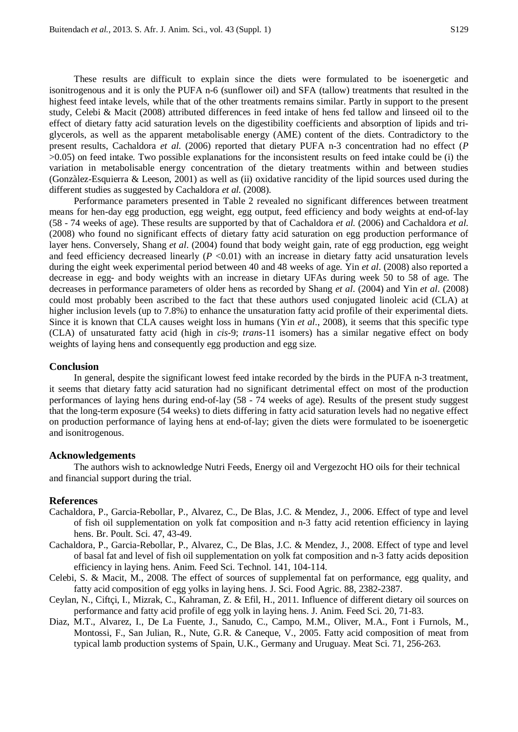These results are difficult to explain since the diets were formulated to be isoenergetic and isonitrogenous and it is only the PUFA n-6 (sunflower oil) and SFA (tallow) treatments that resulted in the highest feed intake levels, while that of the other treatments remains similar. Partly in support to the present study, Celebi & Macit (2008) attributed differences in feed intake of hens fed tallow and linseed oil to the effect of dietary fatty acid saturation levels on the digestibility coefficients and absorption of lipids and tri-glycerols, as well as the apparent metabolisable energy (AME) content of the diets. Contradictory to the present results, Cachaldora *et al.* (2006) reported that dietary PUFA n-3 concentration had no effect ($P > 0.05$) on feed intake. Two possible explanations for the inconsistent results on feed intake could be (i) the variation in metabolisable energy concentration of the dietary treatments within and between studies (Gonzàlez-Esquierra & Leeson, 2001) as well as (ii) oxidative rancidity of the lipid sources used during the different studies as suggested by Cachaldora *et al.* (2008).

Performance parameters presented in Table 2 revealed no significant differences between treatment means for hen-day egg production, egg weight, egg output, feed efficiency and body weights at end-of-lay (58 - 74 weeks of age). These results are supported by that of Cachaldora *et al.* (2006) and Cachaldora *et al.* (2008) who found no significant effects of dietary fatty acid saturation on egg production performance of layer hens. Conversely, Shang *et al*. (2004) found that body weight gain, rate of egg production, egg weight and feed efficiency decreased linearly ($P < 0.01$) with an increase in dietary fatty acid unsaturation levels during the eight week experimental period between 40 and 48 weeks of age. Yin *et al*. (2008) also reported a decrease in egg- and body weights with an increase in dietary UFAs during week 50 to 58 of age. The decreases in performance parameters of older hens as recorded by Shang *et al*. (2004) and Yin *et al*. (2008) could most probably been ascribed to the fact that these authors used conjugated linoleic acid (CLA) at higher inclusion levels (up to 7.8%) to enhance the unsaturation fatty acid profile of their experimental diets. Since it is known that CLA causes weight loss in humans (Yin *et al*., 2008), it seems that this specific type (CLA) of unsaturated fatty acid (high in *cis*-9; *trans*-11 isomers) has a similar negative effect on body weights of laying hens and consequently egg production and egg size.

## Conclusion

In general, despite the significant lowest feed intake recorded by the birds in the PUFA n-3 treatment, it seems that dietary fatty acid saturation had no significant detrimental effect on most of the production performances of laying hens during end-of-lay (58 - 74 weeks of age). Results of the present study suggest that the long-term exposure (54 weeks) to diets differing in fatty acid saturation levels had no negative effect on production performance of laying hens at end-of-lay; given the diets were formulated to be isoenergetic and isonitrogenous.

## Acknowledgements

The authors wish to acknowledge Nutri Feeds, Energy oil and Vergezocht HO oils for their technical and financial support during the trial.

## References

Cachaldora, P., Garcia-Rebollar, P., Alvarez, C., De Blas, J.C. & Mendez, J., 2006. Effect of type and level of fish oil supplementation on yolk fat composition and n-3 fatty acid retention efficiency in laying hens. Br. Poult. Sci. 47, 43-49.

Cachaldora, P., Garcia-Rebollar, P., Alvarez, C., De Blas, J.C. & Mendez, J., 2008. Effect of type and level of basal fat and level of fish oil supplementation on yolk fat composition and n-3 fatty acids deposition efficiency in laying hens. Anim. Feed Sci. Technol. 141, 104-114.

Celebi, S. & Macit, M., 2008. The effect of sources of supplemental fat on performance, egg quality, and fatty acid composition of egg yolks in laying hens. J. Sci. Food Agric. 88, 2382-2387.

Ceylan, N., Ciftçi, I., Mizrak, C., Kahraman, Z. & Efil, H., 2011. Influence of different dietary oil sources on performance and fatty acid profile of egg yolk in laying hens. J. Anim. Feed Sci. 20, 71-83.

Diaz, M.T., Alvarez, I., De La Fuente, J., Sanudo, C., Campo, M.M., Oliver, M.A., Font i Furnols, M., Montossi, F., San Julian, R., Nute, G.R. & Caneque, V., 2005. Fatty acid composition of meat from typical lamb production systems of Spain, U.K., Germany and Uruguay. Meat Sci. 71, 256-263.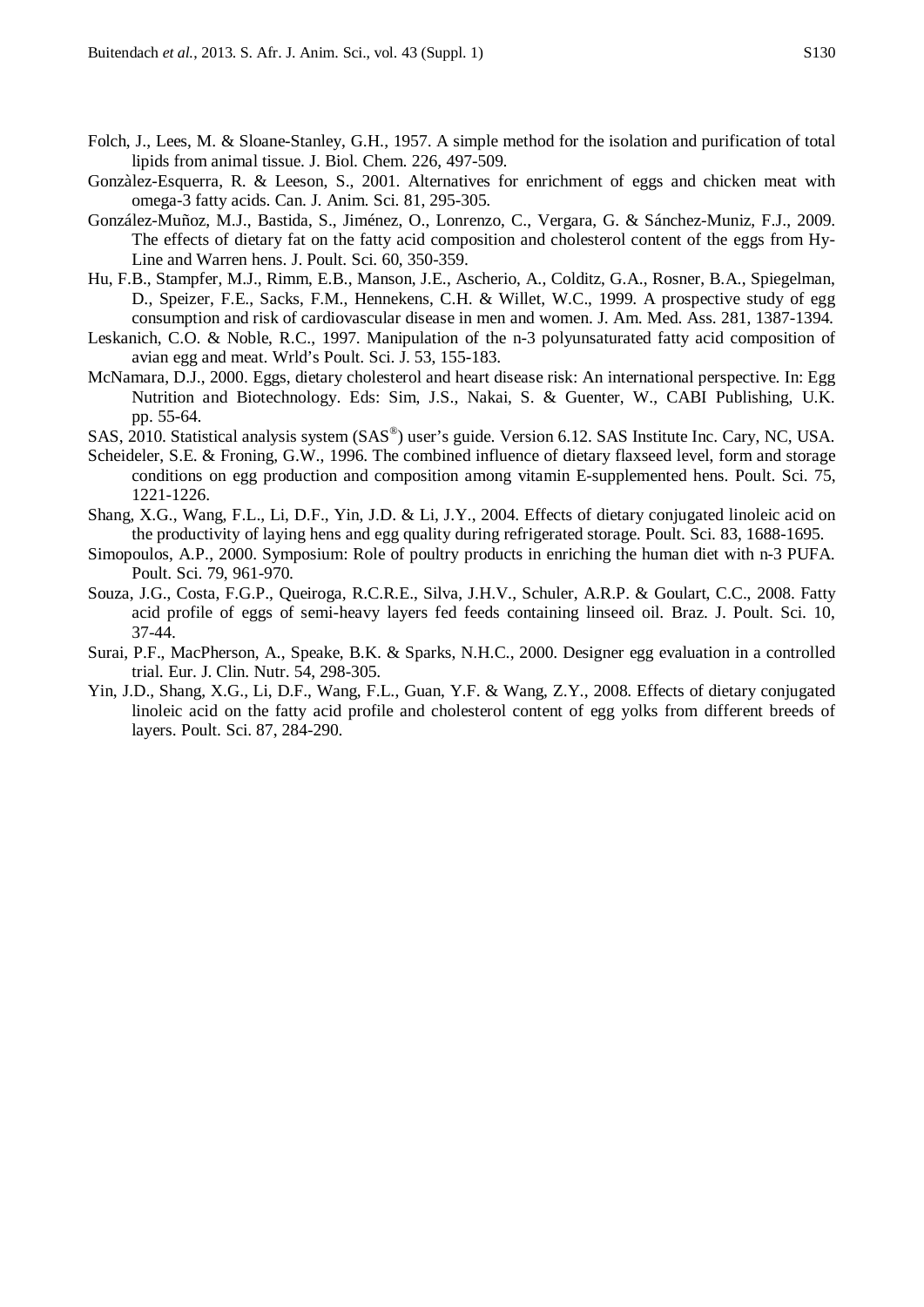Folch, J., Lees, M. & Sloane-Stanley, G.H., 1957. A simple method for the isolation and purification of total lipids from animal tissue. J. Biol. Chem. 226, 497-509.

Gonzàlez-Esquerra, R. & Leeson, S., 2001. Alternatives for enrichment of eggs and chicken meat with omega-3 fatty acids. Can. J. Anim. Sci. 81, 295-305.

González-Muñoz, M.J., Bastida, S., Jiménez, O., Lonrenzo, C., Vergara, G. & Sánchez-Muniz, F.J., 2009. The effects of dietary fat on the fatty acid composition and cholesterol content of the eggs from Hy-Line and Warren hens. J. Poult. Sci. 60, 350-359.

Hu, F.B., Stampfer, M.J., Rimm, E.B., Manson, J.E., Ascherio, A., Colditz, G.A., Rosner, B.A., Spiegelman, D., Speizer, F.E., Sacks, F.M., Hennekens, C.H. & Willet, W.C., 1999. A prospective study of egg consumption and risk of cardiovascular disease in men and women. J. Am. Med. Ass. 281, 1387-1394.

Leskanich, C.O. & Noble, R.C., 1997. Manipulation of the n-3 polyunsaturated fatty acid composition of avian egg and meat. Wrld's Poult. Sci. J. 53, 155-183.

McNamara, D.J., 2000. Eggs, dietary cholesterol and heart disease risk: An international perspective. In: Egg Nutrition and Biotechnology. Eds: Sim, J.S., Nakai, S. & Guenter, W., CABI Publishing, U.K. pp. 55-64.

SAS, 2010. Statistical analysis system (SAS®) user's guide. Version 6.12. SAS Institute Inc. Cary, NC, USA.

Scheideler, S.E. & Froning, G.W., 1996. The combined influence of dietary flaxseed level, form and storage conditions on egg production and composition among vitamin E-supplemented hens. Poult. Sci. 75, 1221-1226.

Shang, X.G., Wang, F.L., Li, D.F., Yin, J.D. & Li, J.Y., 2004. Effects of dietary conjugated linoleic acid on the productivity of laying hens and egg quality during refrigerated storage. Poult. Sci. 83, 1688-1695.

Simopoulos, A.P., 2000. Symposium: Role of poultry products in enriching the human diet with n-3 PUFA. Poult. Sci. 79, 961-970.

Souza, J.G., Costa, F.G.P., Queiroga, R.C.R.E., Silva, J.H.V., Schuler, A.R.P. & Goulart, C.C., 2008. Fatty acid profile of eggs of semi-heavy layers fed feeds containing linseed oil. Braz. J. Poult. Sci. 10, 37-44.

Surai, P.F., MacPherson, A., Speake, B.K. & Sparks, N.H.C., 2000. Designer egg evaluation in a controlled trial. Eur. J. Clin. Nutr. 54, 298-305.

Yin, J.D., Shang, X.G., Li, D.F., Wang, F.L., Guan, Y.F. & Wang, Z.Y., 2008. Effects of dietary conjugated linoleic acid on the fatty acid profile and cholesterol content of egg yolks from different breeds of layers. Poult. Sci. 87, 284-290.